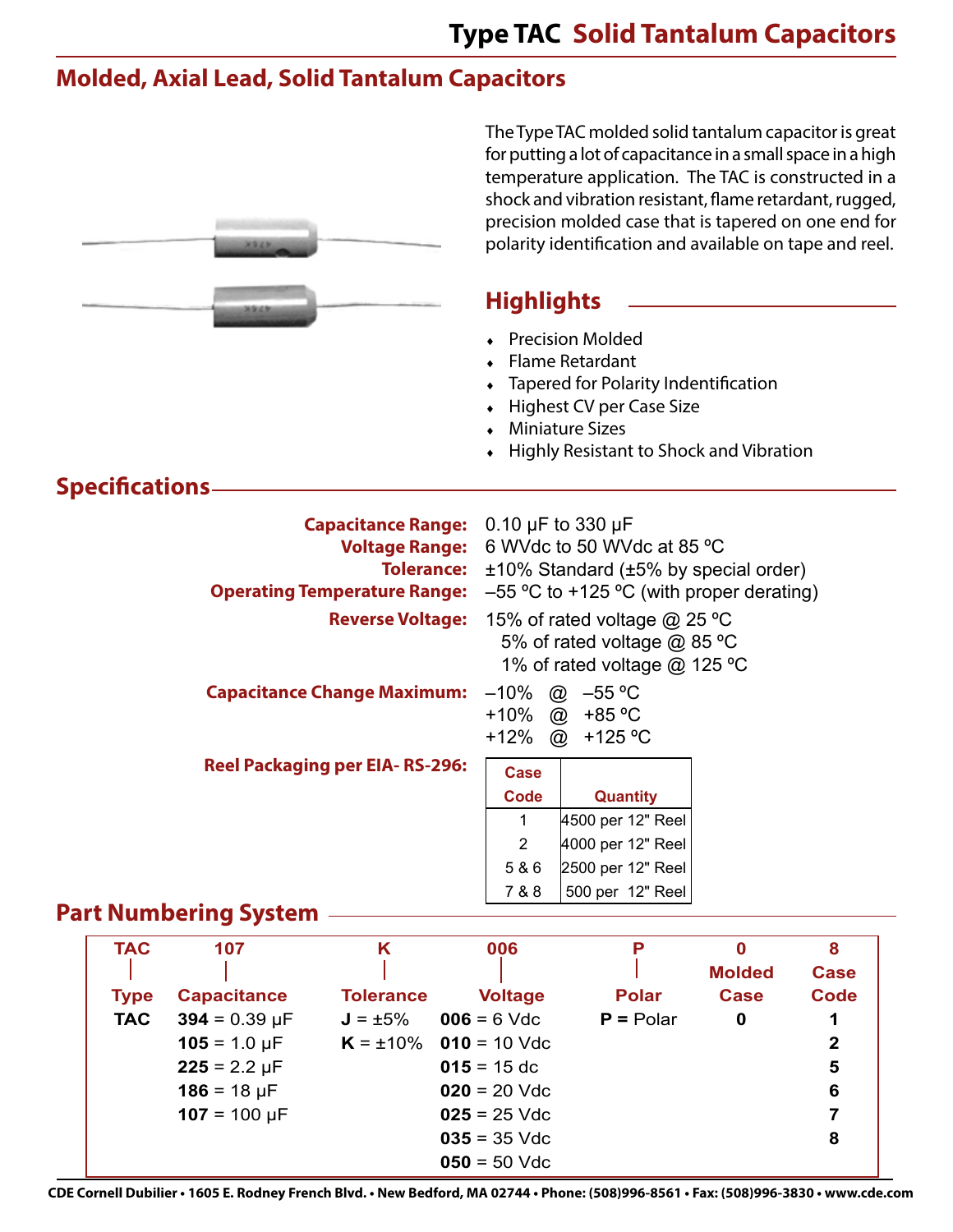# Type TAC Solid Tantalum Capacitors

## Molded, Axial Lead, Solid Tantalum Capacitors

The Type TAC molded solid tantalum capacitor is great for putting a lot of capacitance in a small space in a high temperature application. The TAC is constructed in a shock and vibration resistant, flame retardant, rugged, precision molded case that is tapered on one end for polarity identification and available on tape and reel.

## Highlights

- Precision Molded
- Flame Retardant
- Tapered for Polarity Indentification
- Highest CV per Case Size
- Miniature Sizes
- Highly Resistant to Shock and Vibration

## Specifications

**Capacitance Range:** 0.10 µF to 330 µF

**Voltage Range:** 6 WVdc to 50 WVdc at 85 ºC

**Tolerance:** ±10% Standard (±5% by special order)

**Operating Temperature Range:** –55 ºC to +125 ºC (with proper derating)

**Reverse Voltage:**
15% of rated voltage @ 25 ºC
5% of rated voltage @ 85 ºC
1% of rated voltage @ 125 ºC

**Capacitance Change Maximum:**
–10% @ –55 ºC
+10% @ +85 ºC
+12% @ +125 ºC

**Reel Packaging per EIA- RS-296:**

| Case Code | Quantity |
|---|---|
| 1 | 4500 per 12" Reel |
| 2 | 4000 per 12" Reel |
| 5 & 6 | 2500 per 12" Reel |
| 7 & 8 | 500 per 12" Reel |

## Part Numbering System

| TAC | 107 | K | 006 | P | 0 | 8 |
|---|---|---|---|---|---|---|
| Type | Capacitance | Tolerance | Voltage | Polar | Molded Case | Case Code |
| **TAC** | **394** = 0.39 µF | **J** = ±5% | **006** = 6 Vdc | **P =** Polar | **0** | **1** |
| | **105** = 1.0 µF | **K** = ±10% | **010** = 10 Vdc | | | **2** |
| | **225** = 2.2 µF | | **015** = 15 dc | | | **5** |
| | **186** = 18 µF | | **020** = 20 Vdc | | | **6** |
| | **107** = 100 µF | | **025** = 25 Vdc | | | **7** |
| | | | **035** = 35 Vdc | | | **8** |
| | | | **050** = 50 Vdc | | | |

CDE Cornell Dubilier • 1605 E. Rodney French Blvd. • New Bedford, MA 02744 • Phone: (508)996-8561 • Fax: (508)996-3830 • www.cde.com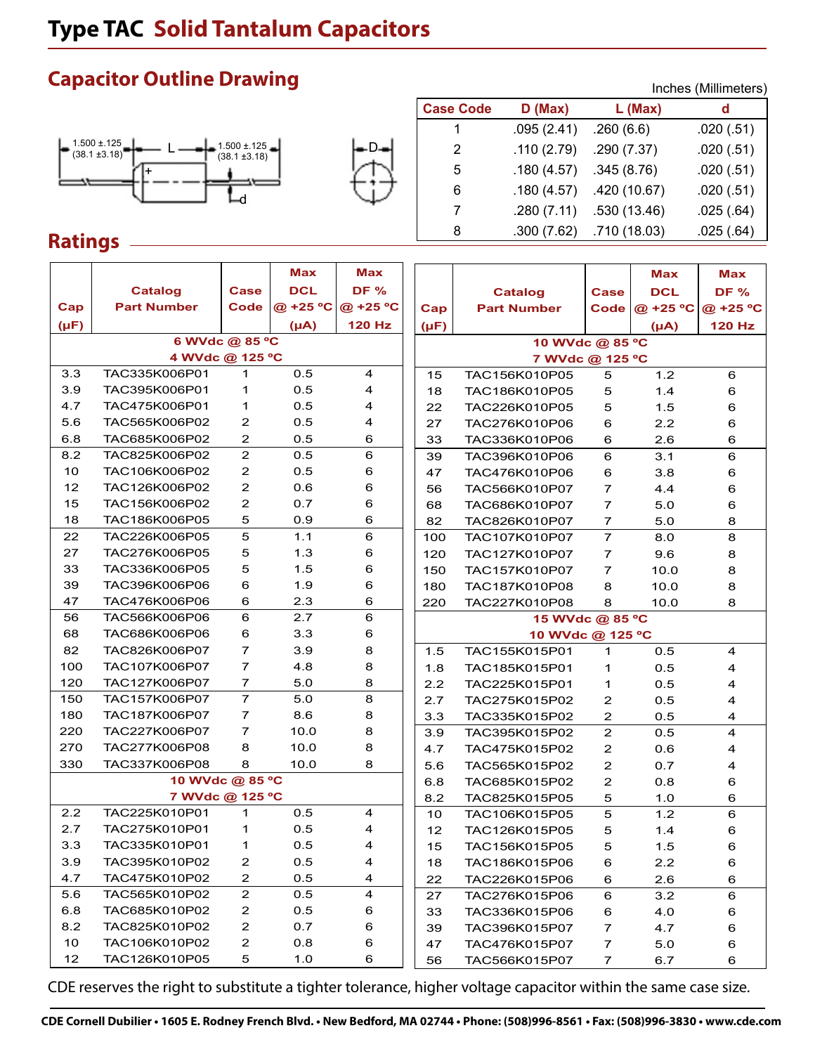# Type TAC Solid Tantalum Capacitors

## Capacitor Outline Drawing

1.500 ±.125 (38.1 ±3.18) — L — 1.500 ±.125 (38.1 ±3.18)

+ D d

Inches (Millimeters)

| Case Code | D (Max) | L (Max) | d |
|---|---|---|---|
| 1 | .095 (2.41) | .260 (6.6) | .020 (.51) |
| 2 | .110 (2.79) | .290 (7.37) | .020 (.51) |
| 5 | .180 (4.57) | .345 (8.76) | .020 (.51) |
| 6 | .180 (4.57) | .420 (10.67) | .020 (.51) |
| 7 | .280 (7.11) | .530 (13.46) | .025 (.64) |
| 8 | .300 (7.62) | .710 (18.03) | .025 (.64) |

## Ratings

| Cap (µF) | Catalog Part Number | Case Code | Max DCL @ +25 ºC (µA) | Max DF % @ +25 ºC 120 Hz |
|---|---|---|---|---|
| **6 WVdc @ 85 ºC / 4 WVdc @ 125 ºC** | | | | |
| 3.3 | TAC335K006P01 | 1 | 0.5 | 4 |
| 3.9 | TAC395K006P01 | 1 | 0.5 | 4 |
| 4.7 | TAC475K006P01 | 1 | 0.5 | 4 |
| 5.6 | TAC565K006P02 | 2 | 0.5 | 4 |
| 6.8 | TAC685K006P02 | 2 | 0.5 | 6 |
| 8.2 | TAC825K006P02 | 2 | 0.5 | 6 |
| 10 | TAC106K006P02 | 2 | 0.5 | 6 |
| 12 | TAC126K006P02 | 2 | 0.6 | 6 |
| 15 | TAC156K006P02 | 2 | 0.7 | 6 |
| 18 | TAC186K006P05 | 5 | 0.9 | 6 |
| 22 | TAC226K006P05 | 5 | 1.1 | 6 |
| 27 | TAC276K006P05 | 5 | 1.3 | 6 |
| 33 | TAC336K006P05 | 5 | 1.5 | 6 |
| 39 | TAC396K006P06 | 6 | 1.9 | 6 |
| 47 | TAC476K006P06 | 6 | 2.3 | 6 |
| 56 | TAC566K006P06 | 6 | 2.7 | 6 |
| 68 | TAC686K006P06 | 6 | 3.3 | 6 |
| 82 | TAC826K006P07 | 7 | 3.9 | 8 |
| 100 | TAC107K006P07 | 7 | 4.8 | 8 |
| 120 | TAC127K006P07 | 7 | 5.0 | 8 |
| 150 | TAC157K006P07 | 7 | 5.0 | 8 |
| 180 | TAC187K006P07 | 7 | 8.6 | 8 |
| 220 | TAC227K006P07 | 7 | 10.0 | 8 |
| 270 | TAC277K006P08 | 8 | 10.0 | 8 |
| 330 | TAC337K006P08 | 8 | 10.0 | 8 |
| **10 WVdc @ 85 ºC / 7 WVdc @ 125 ºC** | | | | |
| 2.2 | TAC225K010P01 | 1 | 0.5 | 4 |
| 2.7 | TAC275K010P01 | 1 | 0.5 | 4 |
| 3.3 | TAC335K010P01 | 1 | 0.5 | 4 |
| 3.9 | TAC395K010P02 | 2 | 0.5 | 4 |
| 4.7 | TAC475K010P02 | 2 | 0.5 | 4 |
| 5.6 | TAC565K010P02 | 2 | 0.5 | 4 |
| 6.8 | TAC685K010P02 | 2 | 0.5 | 6 |
| 8.2 | TAC825K010P02 | 2 | 0.7 | 6 |
| 10 | TAC106K010P02 | 2 | 0.8 | 6 |
| 12 | TAC126K010P05 | 5 | 1.0 | 6 |
| 15 | TAC156K010P05 | 5 | 1.2 | 6 |
| 18 | TAC186K010P05 | 5 | 1.4 | 6 |
| 22 | TAC226K010P05 | 5 | 1.5 | 6 |
| 27 | TAC276K010P06 | 6 | 2.2 | 6 |
| 33 | TAC336K010P06 | 6 | 2.6 | 6 |
| 39 | TAC396K010P06 | 6 | 3.1 | 6 |
| 47 | TAC476K010P06 | 6 | 3.8 | 6 |
| 56 | TAC566K010P07 | 7 | 4.4 | 6 |
| 68 | TAC686K010P07 | 7 | 5.0 | 6 |
| 82 | TAC826K010P07 | 7 | 5.0 | 8 |
| 100 | TAC107K010P07 | 7 | 8.0 | 8 |
| 120 | TAC127K010P07 | 7 | 9.6 | 8 |
| 150 | TAC157K010P07 | 7 | 10.0 | 8 |
| 180 | TAC187K010P08 | 8 | 10.0 | 8 |
| 220 | TAC227K010P08 | 8 | 10.0 | 8 |
| **15 WVdc @ 85 ºC / 10 WVdc @ 125 ºC** | | | | |
| 1.5 | TAC155K015P01 | 1 | 0.5 | 4 |
| 1.8 | TAC185K015P01 | 1 | 0.5 | 4 |
| 2.2 | TAC225K015P01 | 1 | 0.5 | 4 |
| 2.7 | TAC275K015P02 | 2 | 0.5 | 4 |
| 3.3 | TAC335K015P02 | 2 | 0.5 | 4 |
| 3.9 | TAC395K015P02 | 2 | 0.5 | 4 |
| 4.7 | TAC475K015P02 | 2 | 0.6 | 4 |
| 5.6 | TAC565K015P02 | 2 | 0.7 | 4 |
| 6.8 | TAC685K015P02 | 2 | 0.8 | 6 |
| 8.2 | TAC825K015P05 | 5 | 1.0 | 6 |
| 10 | TAC106K015P05 | 5 | 1.2 | 6 |
| 12 | TAC126K015P05 | 5 | 1.4 | 6 |
| 15 | TAC156K015P05 | 5 | 1.5 | 6 |
| 18 | TAC186K015P06 | 6 | 2.2 | 6 |
| 22 | TAC226K015P06 | 6 | 2.6 | 6 |
| 27 | TAC276K015P06 | 6 | 3.2 | 6 |
| 33 | TAC336K015P06 | 6 | 4.0 | 6 |
| 39 | TAC396K015P07 | 7 | 4.7 | 6 |
| 47 | TAC476K015P07 | 7 | 5.0 | 6 |
| 56 | TAC566K015P07 | 7 | 6.7 | 6 |

CDE reserves the right to substitute a tighter tolerance, higher voltage capacitor within the same case size.

CDE Cornell Dubilier • 1605 E. Rodney French Blvd. • New Bedford, MA 02744 • Phone: (508)996-8561 • Fax: (508)996-3830 • www.cde.com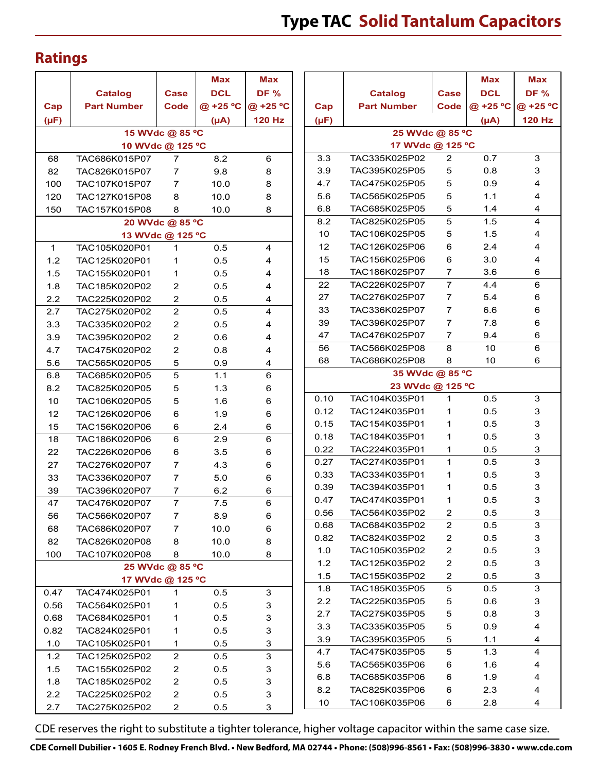# Type TAC Solid Tantalum Capacitors

## Ratings

| Cap (µF) | Catalog Part Number | Case Code | Max DCL @ +25 ºC (µA) | Max DF % @ +25 ºC 120 Hz |
|---|---|---|---|---|
| **15 WVdc @ 85 ºC / 10 WVdc @ 125 ºC** | | | | |
| 68 | TAC686K015P07 | 7 | 8.2 | 6 |
| 82 | TAC826K015P07 | 7 | 9.8 | 8 |
| 100 | TAC107K015P07 | 7 | 10.0 | 8 |
| 120 | TAC127K015P08 | 8 | 10.0 | 8 |
| 150 | TAC157K015P08 | 8 | 10.0 | 8 |
| **20 WVdc @ 85 ºC / 13 WVdc @ 125 ºC** | | | | |
| 1 | TAC105K020P01 | 1 | 0.5 | 4 |
| 1.2 | TAC125K020P01 | 1 | 0.5 | 4 |
| 1.5 | TAC155K020P01 | 1 | 0.5 | 4 |
| 1.8 | TAC185K020P02 | 2 | 0.5 | 4 |
| 2.2 | TAC225K020P02 | 2 | 0.5 | 4 |
| 2.7 | TAC275K020P02 | 2 | 0.5 | 4 |
| 3.3 | TAC335K020P02 | 2 | 0.5 | 4 |
| 3.9 | TAC395K020P02 | 2 | 0.6 | 4 |
| 4.7 | TAC475K020P02 | 2 | 0.8 | 4 |
| 5.6 | TAC565K020P05 | 5 | 0.9 | 4 |
| 6.8 | TAC685K020P05 | 5 | 1.1 | 6 |
| 8.2 | TAC825K020P05 | 5 | 1.3 | 6 |
| 10 | TAC106K020P05 | 5 | 1.6 | 6 |
| 12 | TAC126K020P06 | 6 | 1.9 | 6 |
| 15 | TAC156K020P06 | 6 | 2.4 | 6 |
| 18 | TAC186K020P06 | 6 | 2.9 | 6 |
| 22 | TAC226K020P06 | 6 | 3.5 | 6 |
| 27 | TAC276K020P07 | 7 | 4.3 | 6 |
| 33 | TAC336K020P07 | 7 | 5.0 | 6 |
| 39 | TAC396K020P07 | 7 | 6.2 | 6 |
| 47 | TAC476K020P07 | 7 | 7.5 | 6 |
| 56 | TAC566K020P07 | 7 | 8.9 | 6 |
| 68 | TAC686K020P07 | 7 | 10.0 | 6 |
| 82 | TAC826K020P08 | 8 | 10.0 | 8 |
| 100 | TAC107K020P08 | 8 | 10.0 | 8 |
| **25 WVdc @ 85 ºC / 17 WVdc @ 125 ºC** | | | | |
| 0.47 | TAC474K025P01 | 1 | 0.5 | 3 |
| 0.56 | TAC564K025P01 | 1 | 0.5 | 3 |
| 0.68 | TAC684K025P01 | 1 | 0.5 | 3 |
| 0.82 | TAC824K025P01 | 1 | 0.5 | 3 |
| 1.0 | TAC105K025P01 | 1 | 0.5 | 3 |
| 1.2 | TAC125K025P02 | 2 | 0.5 | 3 |
| 1.5 | TAC155K025P02 | 2 | 0.5 | 3 |
| 1.8 | TAC185K025P02 | 2 | 0.5 | 3 |
| 2.2 | TAC225K025P02 | 2 | 0.5 | 3 |
| 2.7 | TAC275K025P02 | 2 | 0.5 | 3 |
| 3.3 | TAC335K025P02 | 2 | 0.7 | 3 |
| 3.9 | TAC395K025P05 | 5 | 0.8 | 3 |
| 4.7 | TAC475K025P05 | 5 | 0.9 | 4 |
| 5.6 | TAC565K025P05 | 5 | 1.1 | 4 |
| 6.8 | TAC685K025P05 | 5 | 1.4 | 4 |
| 8.2 | TAC825K025P05 | 5 | 1.5 | 4 |
| 10 | TAC106K025P05 | 5 | 1.5 | 4 |
| 12 | TAC126K025P06 | 6 | 2.4 | 4 |
| 15 | TAC156K025P06 | 6 | 3.0 | 4 |
| 18 | TAC186K025P07 | 7 | 3.6 | 6 |
| 22 | TAC226K025P07 | 7 | 4.4 | 6 |
| 27 | TAC276K025P07 | 7 | 5.4 | 6 |
| 33 | TAC336K025P07 | 7 | 6.6 | 6 |
| 39 | TAC396K025P07 | 7 | 7.8 | 6 |
| 47 | TAC476K025P07 | 7 | 9.4 | 6 |
| 56 | TAC566K025P08 | 8 | 10 | 6 |
| 68 | TAC686K025P08 | 8 | 10 | 6 |
| **35 WVdc @ 85 ºC / 23 WVdc @ 125 ºC** | | | | |
| 0.10 | TAC104K035P01 | 1 | 0.5 | 3 |
| 0.12 | TAC124K035P01 | 1 | 0.5 | 3 |
| 0.15 | TAC154K035P01 | 1 | 0.5 | 3 |
| 0.18 | TAC184K035P01 | 1 | 0.5 | 3 |
| 0.22 | TAC224K035P01 | 1 | 0.5 | 3 |
| 0.27 | TAC274K035P01 | 1 | 0.5 | 3 |
| 0.33 | TAC334K035P01 | 1 | 0.5 | 3 |
| 0.39 | TAC394K035P01 | 1 | 0.5 | 3 |
| 0.47 | TAC474K035P01 | 1 | 0.5 | 3 |
| 0.56 | TAC564K035P02 | 2 | 0.5 | 3 |
| 0.68 | TAC684K035P02 | 2 | 0.5 | 3 |
| 0.82 | TAC824K035P02 | 2 | 0.5 | 3 |
| 1.0 | TAC105K035P02 | 2 | 0.5 | 3 |
| 1.2 | TAC125K035P02 | 2 | 0.5 | 3 |
| 1.5 | TAC155K035P02 | 2 | 0.5 | 3 |
| 1.8 | TAC185K035P05 | 5 | 0.5 | 3 |
| 2.2 | TAC225K035P05 | 5 | 0.6 | 3 |
| 2.7 | TAC275K035P05 | 5 | 0.8 | 3 |
| 3.3 | TAC335K035P05 | 5 | 0.9 | 4 |
| 3.9 | TAC395K035P05 | 5 | 1.1 | 4 |
| 4.7 | TAC475K035P05 | 5 | 1.3 | 4 |
| 5.6 | TAC565K035P06 | 6 | 1.6 | 4 |
| 6.8 | TAC685K035P06 | 6 | 1.9 | 4 |
| 8.2 | TAC825K035P06 | 6 | 2.3 | 4 |
| 10 | TAC106K035P06 | 6 | 2.8 | 4 |

CDE reserves the right to substitute a tighter tolerance, higher voltage capacitor within the same case size.

**CDE Cornell Dubilier • 1605 E. Rodney French Blvd. • New Bedford, MA 02744 • Phone: (508)996-8561 • Fax: (508)996-3830 • www.cde.com**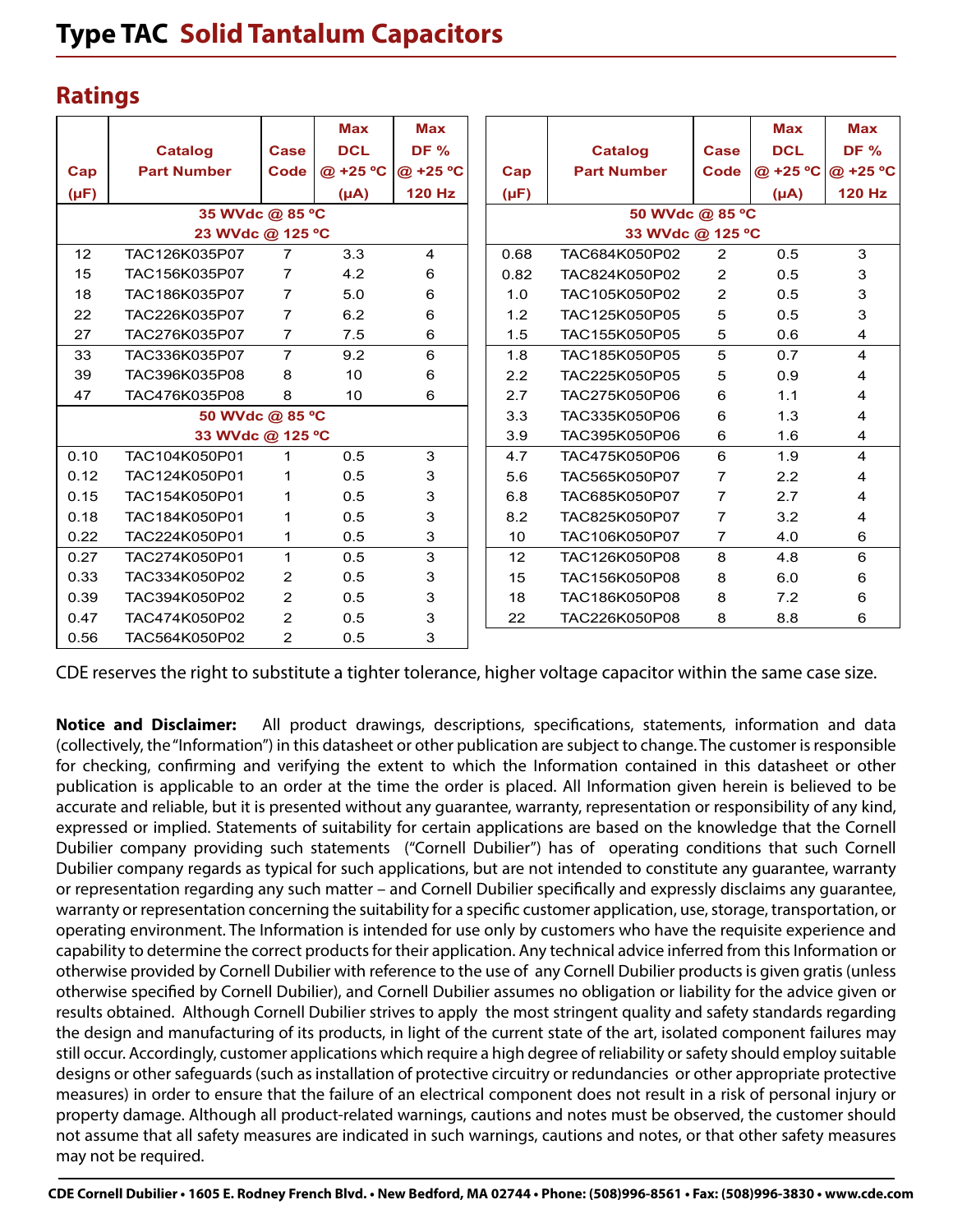# Type TAC Solid Tantalum Capacitors

## Ratings

| Cap (µF) | Catalog Part Number | Case Code | Max DCL @ +25 ºC (µA) | Max DF % @ +25 ºC 120 Hz |
|---|---|---|---|---|
| **35 WVdc @ 85 ºC 23 WVdc @ 125 ºC** | | | | |
| 12 | TAC126K035P07 | 7 | 3.3 | 4 |
| 15 | TAC156K035P07 | 7 | 4.2 | 6 |
| 18 | TAC186K035P07 | 7 | 5.0 | 6 |
| 22 | TAC226K035P07 | 7 | 6.2 | 6 |
| 27 | TAC276K035P07 | 7 | 7.5 | 6 |
| 33 | TAC336K035P07 | 7 | 9.2 | 6 |
| 39 | TAC396K035P08 | 8 | 10 | 6 |
| 47 | TAC476K035P08 | 8 | 10 | 6 |
| **50 WVdc @ 85 ºC 33 WVdc @ 125 ºC** | | | | |
| 0.10 | TAC104K050P01 | 1 | 0.5 | 3 |
| 0.12 | TAC124K050P01 | 1 | 0.5 | 3 |
| 0.15 | TAC154K050P01 | 1 | 0.5 | 3 |
| 0.18 | TAC184K050P01 | 1 | 0.5 | 3 |
| 0.22 | TAC224K050P01 | 1 | 0.5 | 3 |
| 0.27 | TAC274K050P01 | 1 | 0.5 | 3 |
| 0.33 | TAC334K050P02 | 2 | 0.5 | 3 |
| 0.39 | TAC394K050P02 | 2 | 0.5 | 3 |
| 0.47 | TAC474K050P02 | 2 | 0.5 | 3 |
| 0.56 | TAC564K050P02 | 2 | 0.5 | 3 |

| Cap (µF) | Catalog Part Number | Case Code | Max DCL @ +25 ºC (µA) | Max DF % @ +25 ºC 120 Hz |
|---|---|---|---|---|
| **50 WVdc @ 85 ºC 33 WVdc @ 125 ºC** | | | | |
| 0.68 | TAC684K050P02 | 2 | 0.5 | 3 |
| 0.82 | TAC824K050P02 | 2 | 0.5 | 3 |
| 1.0 | TAC105K050P02 | 2 | 0.5 | 3 |
| 1.2 | TAC125K050P05 | 5 | 0.5 | 3 |
| 1.5 | TAC155K050P05 | 5 | 0.6 | 4 |
| 1.8 | TAC185K050P05 | 5 | 0.7 | 4 |
| 2.2 | TAC225K050P05 | 5 | 0.9 | 4 |
| 2.7 | TAC275K050P06 | 6 | 1.1 | 4 |
| 3.3 | TAC335K050P06 | 6 | 1.3 | 4 |
| 3.9 | TAC395K050P06 | 6 | 1.6 | 4 |
| 4.7 | TAC475K050P06 | 6 | 1.9 | 4 |
| 5.6 | TAC565K050P07 | 7 | 2.2 | 4 |
| 6.8 | TAC685K050P07 | 7 | 2.7 | 4 |
| 8.2 | TAC825K050P07 | 7 | 3.2 | 4 |
| 10 | TAC106K050P07 | 7 | 4.0 | 6 |
| 12 | TAC126K050P08 | 8 | 4.8 | 6 |
| 15 | TAC156K050P08 | 8 | 6.0 | 6 |
| 18 | TAC186K050P08 | 8 | 7.2 | 6 |
| 22 | TAC226K050P08 | 8 | 8.8 | 6 |

CDE reserves the right to substitute a tighter tolerance, higher voltage capacitor within the same case size.

**Notice and Disclaimer:** All product drawings, descriptions, specifications, statements, information and data (collectively, the "Information") in this datasheet or other publication are subject to change. The customer is responsible for checking, confirming and verifying the extent to which the Information contained in this datasheet or other publication is applicable to an order at the time the order is placed. All Information given herein is believed to be accurate and reliable, but it is presented without any guarantee, warranty, representation or responsibility of any kind, expressed or implied. Statements of suitability for certain applications are based on the knowledge that the Cornell Dubilier company providing such statements ("Cornell Dubilier") has of operating conditions that such Cornell Dubilier company regards as typical for such applications, but are not intended to constitute any guarantee, warranty or representation regarding any such matter – and Cornell Dubilier specifically and expressly disclaims any guarantee, warranty or representation concerning the suitability for a specific customer application, use, storage, transportation, or operating environment. The Information is intended for use only by customers who have the requisite experience and capability to determine the correct products for their application. Any technical advice inferred from this Information or otherwise provided by Cornell Dubilier with reference to the use of any Cornell Dubilier products is given gratis (unless otherwise specified by Cornell Dubilier), and Cornell Dubilier assumes no obligation or liability for the advice given or results obtained. Although Cornell Dubilier strives to apply the most stringent quality and safety standards regarding the design and manufacturing of its products, in light of the current state of the art, isolated component failures may still occur. Accordingly, customer applications which require a high degree of reliability or safety should employ suitable designs or other safeguards (such as installation of protective circuitry or redundancies or other appropriate protective measures) in order to ensure that the failure of an electrical component does not result in a risk of personal injury or property damage. Although all product-related warnings, cautions and notes must be observed, the customer should not assume that all safety measures are indicated in such warnings, cautions and notes, or that other safety measures may not be required.

**CDE Cornell Dubilier • 1605 E. Rodney French Blvd. • New Bedford, MA 02744 • Phone: (508)996-8561 • Fax: (508)996-3830 • www.cde.com**